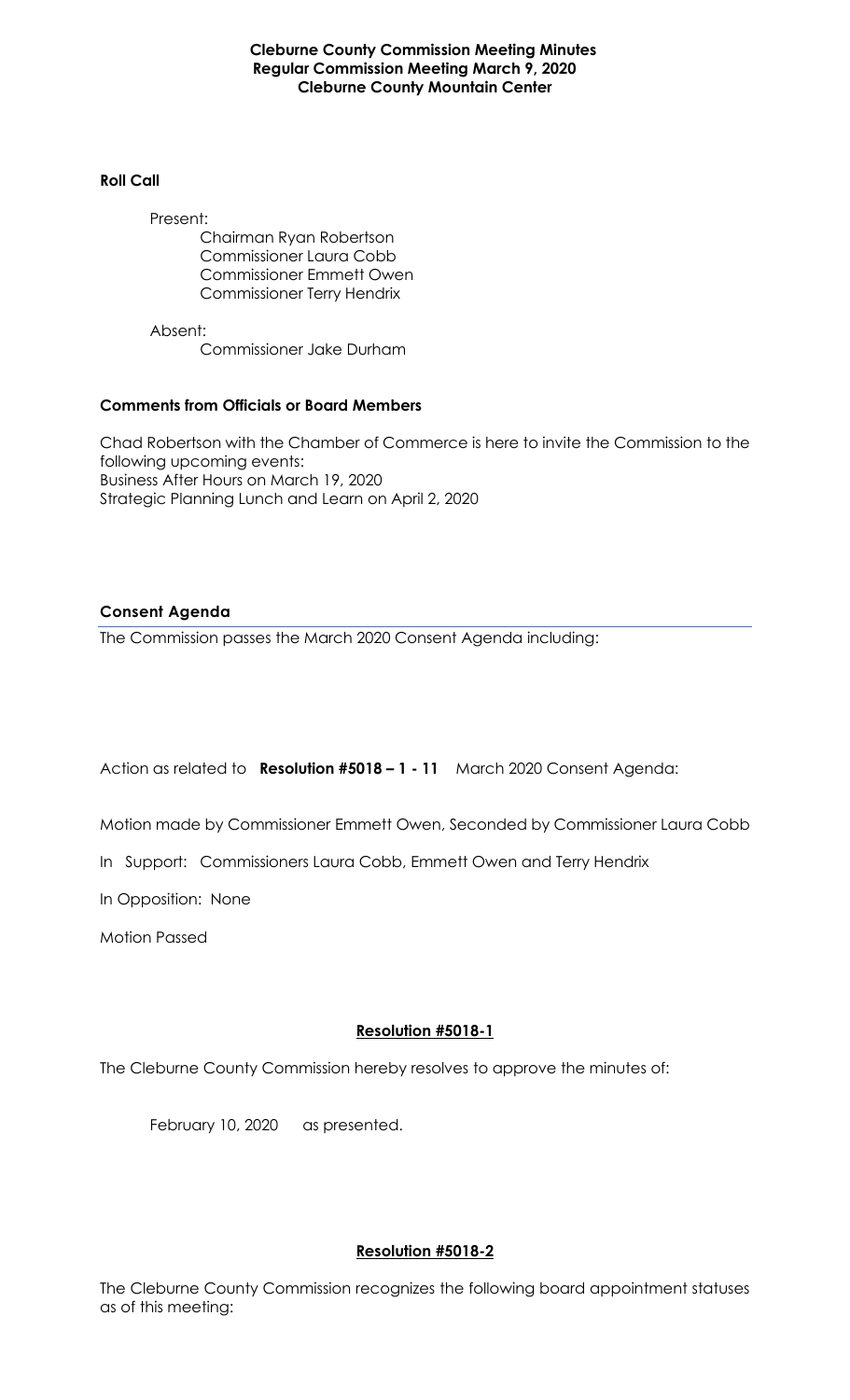**Cleburne County Commission Meeting Minutes**
**Regular Commission Meeting March 9, 2020**
**Cleburne County Mountain Center**

**Roll Call**

Present:
- Chairman Ryan Robertson
- Commissioner Laura Cobb
- Commissioner Emmett Owen
- Commissioner Terry Hendrix

Absent:
- Commissioner Jake Durham

**Comments from Officials or Board Members**

Chad Robertson with the Chamber of Commerce is here to invite the Commission to the following upcoming events:
Business After Hours on March 19, 2020
Strategic Planning Lunch and Learn on April 2, 2020

**Consent Agenda**

The Commission passes the March 2020 Consent Agenda including:

Action as related to **Resolution #5018 – 1 - 11** March 2020 Consent Agenda:

Motion made by Commissioner Emmett Owen, Seconded by Commissioner Laura Cobb

In Support: Commissioners Laura Cobb, Emmett Owen and Terry Hendrix

In Opposition: None

Motion Passed

**Resolution #5018-1**

The Cleburne County Commission hereby resolves to approve the minutes of:

February 10, 2020 as presented.

**Resolution #5018-2**

The Cleburne County Commission recognizes the following board appointment statuses as of this meeting: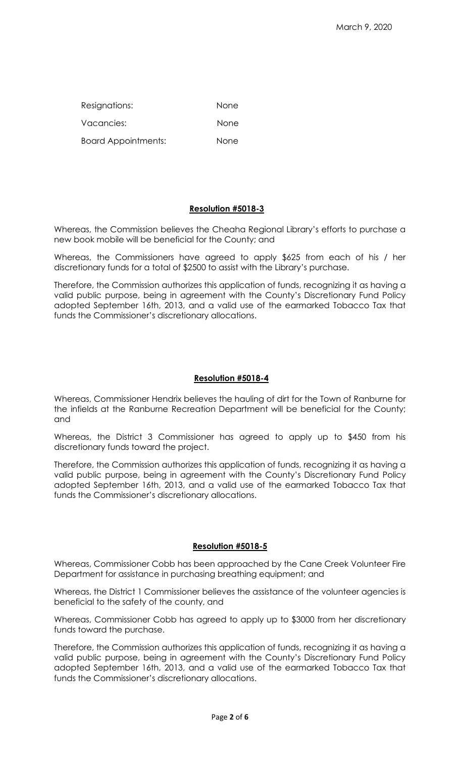March 9, 2020

| | |
|---|---|
| Resignations: | None |
| Vacancies: | None |
| Board Appointments: | None |

## **Resolution #5018-3**

Whereas, the Commission believes the Cheaha Regional Library's efforts to purchase a new book mobile will be beneficial for the County; and

Whereas, the Commissioners have agreed to apply $625 from each of his / her discretionary funds for a total of $2500 to assist with the Library's purchase.

Therefore, the Commission authorizes this application of funds, recognizing it as having a valid public purpose, being in agreement with the County's Discretionary Fund Policy adopted September 16th, 2013, and a valid use of the earmarked Tobacco Tax that funds the Commissioner's discretionary allocations.

## **Resolution #5018-4**

Whereas, Commissioner Hendrix believes the hauling of dirt for the Town of Ranburne for the infields at the Ranburne Recreation Department will be beneficial for the County; and

Whereas, the District 3 Commissioner has agreed to apply up to $450 from his discretionary funds toward the project.

Therefore, the Commission authorizes this application of funds, recognizing it as having a valid public purpose, being in agreement with the County's Discretionary Fund Policy adopted September 16th, 2013, and a valid use of the earmarked Tobacco Tax that funds the Commissioner's discretionary allocations.

## **Resolution #5018-5**

Whereas, Commissioner Cobb has been approached by the Cane Creek Volunteer Fire Department for assistance in purchasing breathing equipment; and

Whereas, the District 1 Commissioner believes the assistance of the volunteer agencies is beneficial to the safety of the county, and

Whereas, Commissioner Cobb has agreed to apply up to $3000 from her discretionary funds toward the purchase.

Therefore, the Commission authorizes this application of funds, recognizing it as having a valid public purpose, being in agreement with the County's Discretionary Fund Policy adopted September 16th, 2013, and a valid use of the earmarked Tobacco Tax that funds the Commissioner's discretionary allocations.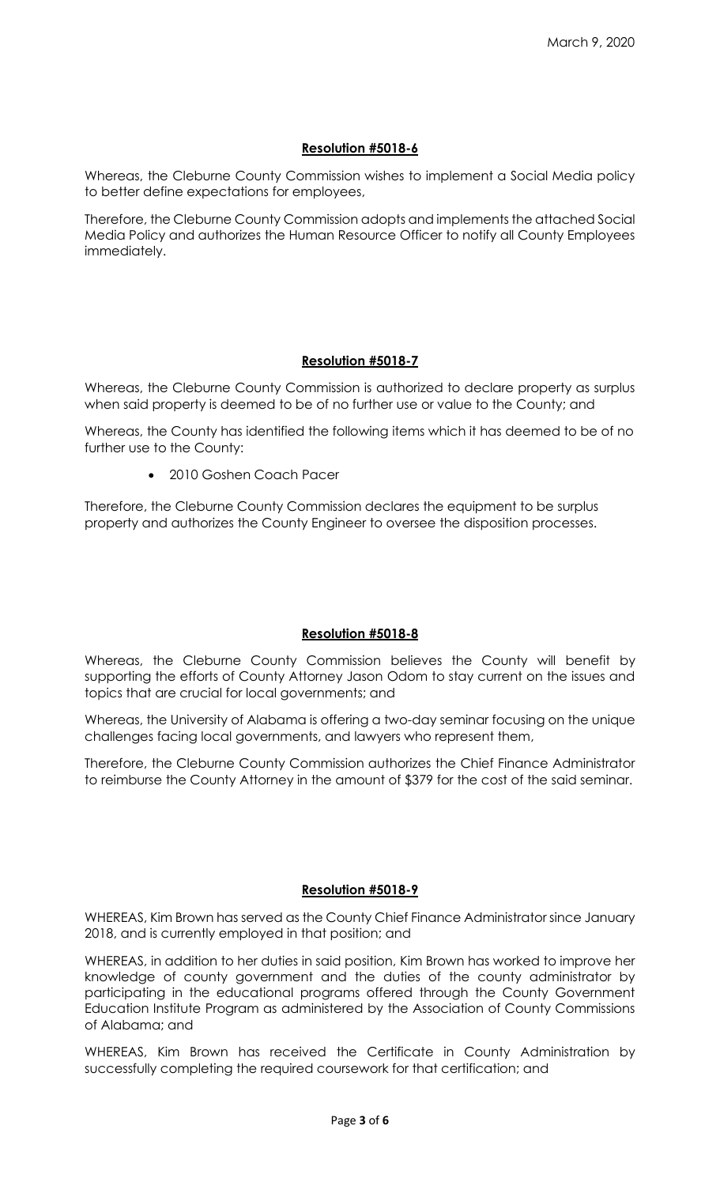March 9, 2020

**Resolution #5018-6**

Whereas, the Cleburne County Commission wishes to implement a Social Media policy to better define expectations for employees,

Therefore, the Cleburne County Commission adopts and implements the attached Social Media Policy and authorizes the Human Resource Officer to notify all County Employees immediately.

**Resolution #5018-7**

Whereas, the Cleburne County Commission is authorized to declare property as surplus when said property is deemed to be of no further use or value to the County; and

Whereas, the County has identified the following items which it has deemed to be of no further use to the County:

- 2010 Goshen Coach Pacer

Therefore, the Cleburne County Commission declares the equipment to be surplus property and authorizes the County Engineer to oversee the disposition processes.

**Resolution #5018-8**

Whereas, the Cleburne County Commission believes the County will benefit by supporting the efforts of County Attorney Jason Odom to stay current on the issues and topics that are crucial for local governments; and

Whereas, the University of Alabama is offering a two-day seminar focusing on the unique challenges facing local governments, and lawyers who represent them,

Therefore, the Cleburne County Commission authorizes the Chief Finance Administrator to reimburse the County Attorney in the amount of $379 for the cost of the said seminar.

**Resolution #5018-9**

WHEREAS, Kim Brown has served as the County Chief Finance Administrator since January 2018, and is currently employed in that position; and

WHEREAS, in addition to her duties in said position, Kim Brown has worked to improve her knowledge of county government and the duties of the county administrator by participating in the educational programs offered through the County Government Education Institute Program as administered by the Association of County Commissions of Alabama; and

WHEREAS, Kim Brown has received the Certificate in County Administration by successfully completing the required coursework for that certification; and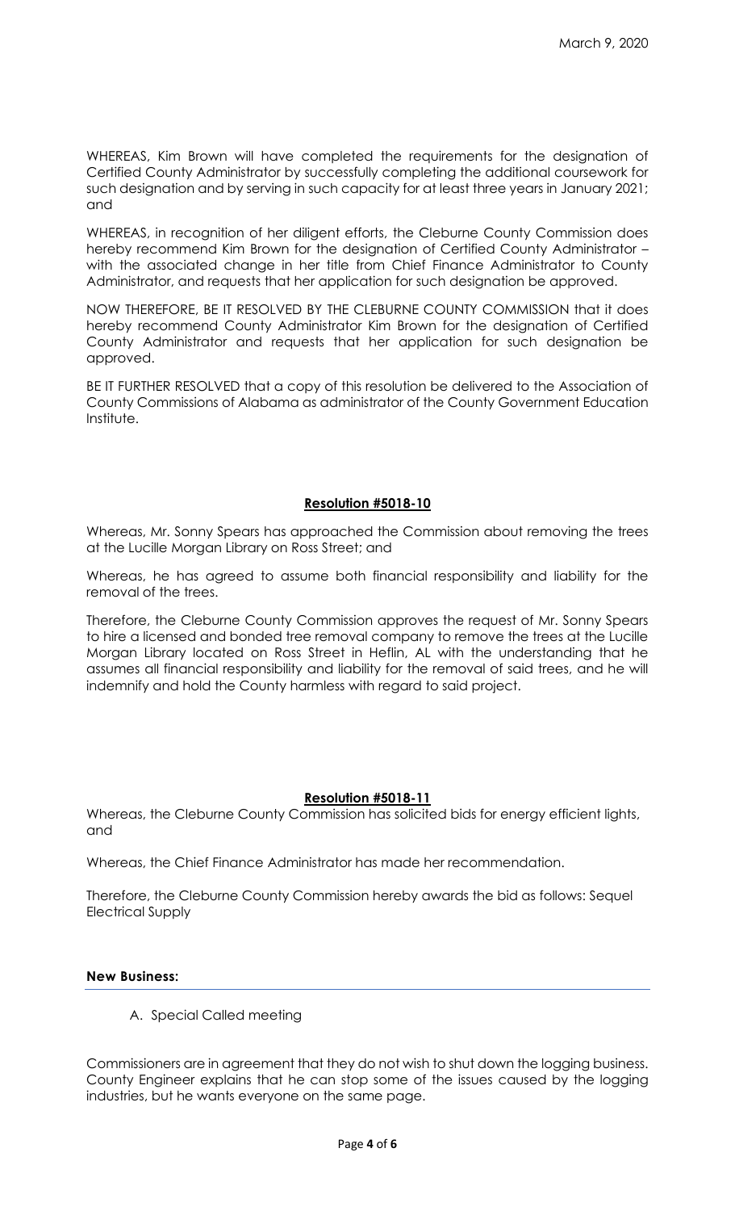March 9, 2020

WHEREAS, Kim Brown will have completed the requirements for the designation of Certified County Administrator by successfully completing the additional coursework for such designation and by serving in such capacity for at least three years in January 2021; and

WHEREAS, in recognition of her diligent efforts, the Cleburne County Commission does hereby recommend Kim Brown for the designation of Certified County Administrator – with the associated change in her title from Chief Finance Administrator to County Administrator, and requests that her application for such designation be approved.

NOW THEREFORE, BE IT RESOLVED BY THE CLEBURNE COUNTY COMMISSION that it does hereby recommend County Administrator Kim Brown for the designation of Certified County Administrator and requests that her application for such designation be approved.

BE IT FURTHER RESOLVED that a copy of this resolution be delivered to the Association of County Commissions of Alabama as administrator of the County Government Education Institute.

**Resolution #5018-10**

Whereas, Mr. Sonny Spears has approached the Commission about removing the trees at the Lucille Morgan Library on Ross Street; and

Whereas, he has agreed to assume both financial responsibility and liability for the removal of the trees.

Therefore, the Cleburne County Commission approves the request of Mr. Sonny Spears to hire a licensed and bonded tree removal company to remove the trees at the Lucille Morgan Library located on Ross Street in Heflin, AL with the understanding that he assumes all financial responsibility and liability for the removal of said trees, and he will indemnify and hold the County harmless with regard to said project.

**Resolution #5018-11**

Whereas, the Cleburne County Commission has solicited bids for energy efficient lights, and

Whereas, the Chief Finance Administrator has made her recommendation.

Therefore, the Cleburne County Commission hereby awards the bid as follows: Sequel Electrical Supply

**New Business:**

A. Special Called meeting

Commissioners are in agreement that they do not wish to shut down the logging business. County Engineer explains that he can stop some of the issues caused by the logging industries, but he wants everyone on the same page.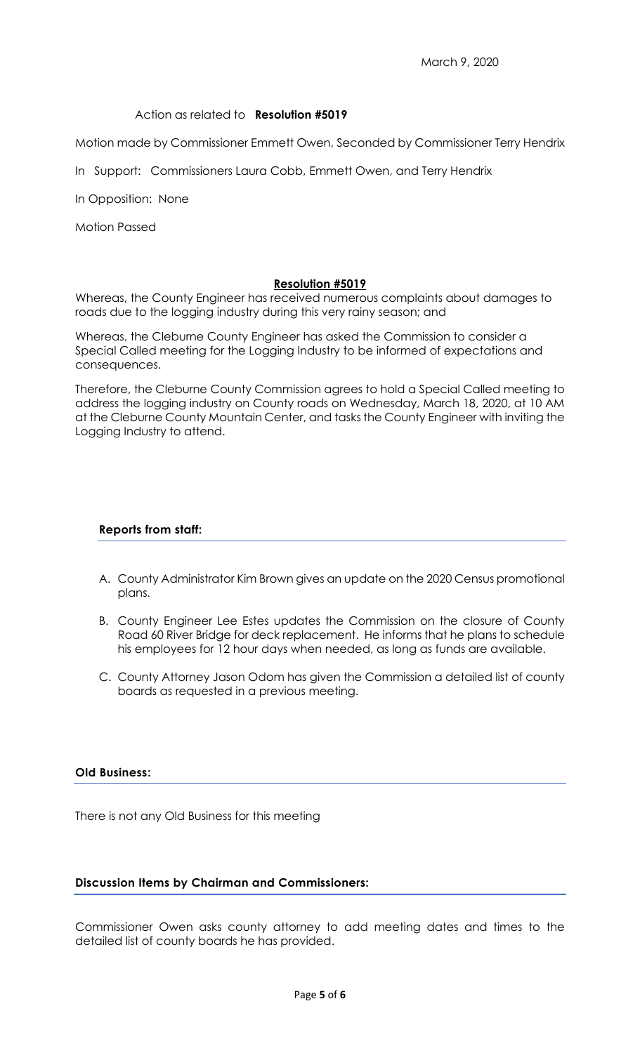March 9, 2020

Action as related to **Resolution #5019**

Motion made by Commissioner Emmett Owen, Seconded by Commissioner Terry Hendrix

In Support: Commissioners Laura Cobb, Emmett Owen, and Terry Hendrix

In Opposition: None

Motion Passed

**Resolution #5019**

Whereas, the County Engineer has received numerous complaints about damages to roads due to the logging industry during this very rainy season; and

Whereas, the Cleburne County Engineer has asked the Commission to consider a Special Called meeting for the Logging Industry to be informed of expectations and consequences.

Therefore, the Cleburne County Commission agrees to hold a Special Called meeting to address the logging industry on County roads on Wednesday, March 18, 2020, at 10 AM at the Cleburne County Mountain Center, and tasks the County Engineer with inviting the Logging Industry to attend.

**Reports from staff:**

A. County Administrator Kim Brown gives an update on the 2020 Census promotional plans.

B. County Engineer Lee Estes updates the Commission on the closure of County Road 60 River Bridge for deck replacement. He informs that he plans to schedule his employees for 12 hour days when needed, as long as funds are available.

C. County Attorney Jason Odom has given the Commission a detailed list of county boards as requested in a previous meeting.

**Old Business:**

There is not any Old Business for this meeting

**Discussion Items by Chairman and Commissioners:**

Commissioner Owen asks county attorney to add meeting dates and times to the detailed list of county boards he has provided.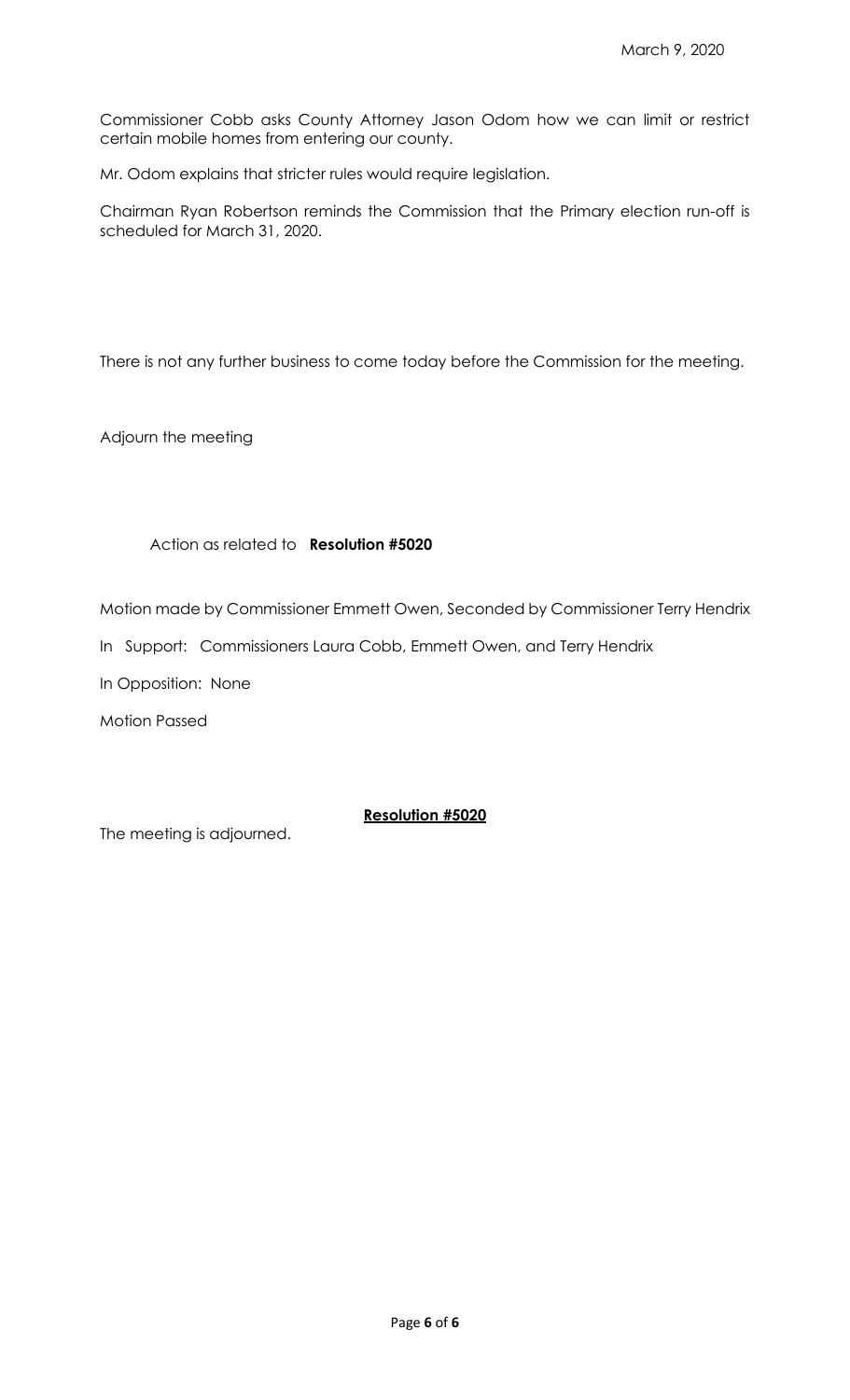Commissioner Cobb asks County Attorney Jason Odom how we can limit or restrict certain mobile homes from entering our county.

Mr. Odom explains that stricter rules would require legislation.

Chairman Ryan Robertson reminds the Commission that the Primary election run-off is scheduled for March 31, 2020.

There is not any further business to come today before the Commission for the meeting.

Adjourn the meeting

Action as related to **Resolution #5020**

Motion made by Commissioner Emmett Owen, Seconded by Commissioner Terry Hendrix

In Support: Commissioners Laura Cobb, Emmett Owen, and Terry Hendrix

In Opposition: None

Motion Passed

**Resolution #5020**

The meeting is adjourned.